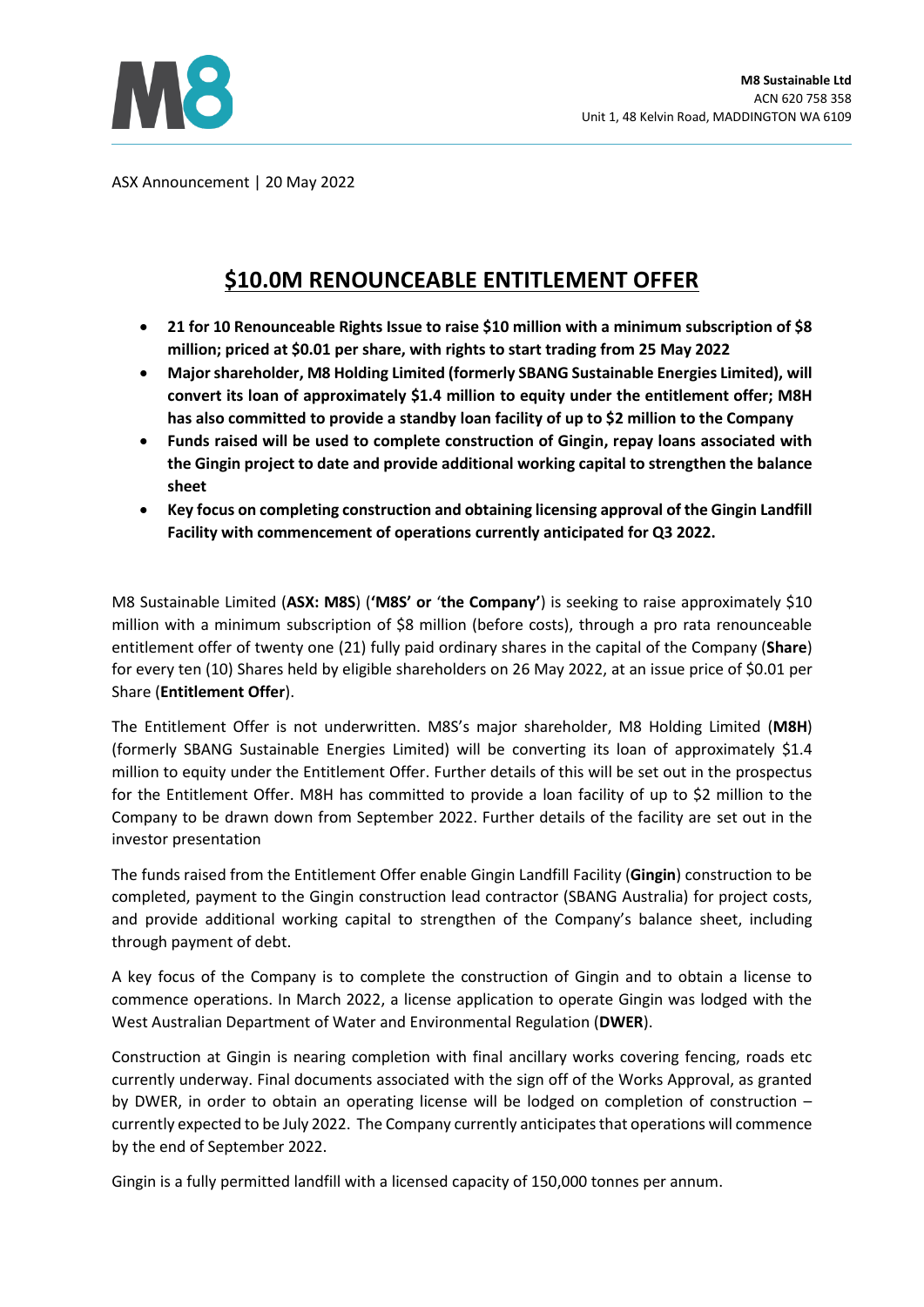**M8 Sustainable Ltd**
ACN 620 758 358
Unit 1, 48 Kelvin Road, MADDINGTON WA 6109

ASX Announcement | 20 May 2022

# $10.0M RENOUNCEABLE ENTITLEMENT OFFER

- **21 for 10 Renounceable Rights Issue to raise $10 million with a minimum subscription of $8 million; priced at $0.01 per share, with rights to start trading from 25 May 2022**
- **Major shareholder, M8 Holding Limited (formerly SBANG Sustainable Energies Limited), will convert its loan of approximately $1.4 million to equity under the entitlement offer; M8H has also committed to provide a standby loan facility of up to $2 million to the Company**
- **Funds raised will be used to complete construction of Gingin, repay loans associated with the Gingin project to date and provide additional working capital to strengthen the balance sheet**
- **Key focus on completing construction and obtaining licensing approval of the Gingin Landfill Facility with commencement of operations currently anticipated for Q3 2022.**

M8 Sustainable Limited (**ASX: M8S**) (**'M8S' or** '**the Company'**) is seeking to raise approximately $10 million with a minimum subscription of $8 million (before costs), through a pro rata renounceable entitlement offer of twenty one (21) fully paid ordinary shares in the capital of the Company (**Share**) for every ten (10) Shares held by eligible shareholders on 26 May 2022, at an issue price of $0.01 per Share (**Entitlement Offer**).

The Entitlement Offer is not underwritten. M8S's major shareholder, M8 Holding Limited (**M8H**) (formerly SBANG Sustainable Energies Limited) will be converting its loan of approximately $1.4 million to equity under the Entitlement Offer. Further details of this will be set out in the prospectus for the Entitlement Offer. M8H has committed to provide a loan facility of up to $2 million to the Company to be drawn down from September 2022. Further details of the facility are set out in the investor presentation

The funds raised from the Entitlement Offer enable Gingin Landfill Facility (**Gingin**) construction to be completed, payment to the Gingin construction lead contractor (SBANG Australia) for project costs, and provide additional working capital to strengthen of the Company's balance sheet, including through payment of debt.

A key focus of the Company is to complete the construction of Gingin and to obtain a license to commence operations. In March 2022, a license application to operate Gingin was lodged with the West Australian Department of Water and Environmental Regulation (**DWER**).

Construction at Gingin is nearing completion with final ancillary works covering fencing, roads etc currently underway. Final documents associated with the sign off of the Works Approval, as granted by DWER, in order to obtain an operating license will be lodged on completion of construction – currently expected to be July 2022. The Company currently anticipates that operations will commence by the end of September 2022.

Gingin is a fully permitted landfill with a licensed capacity of 150,000 tonnes per annum.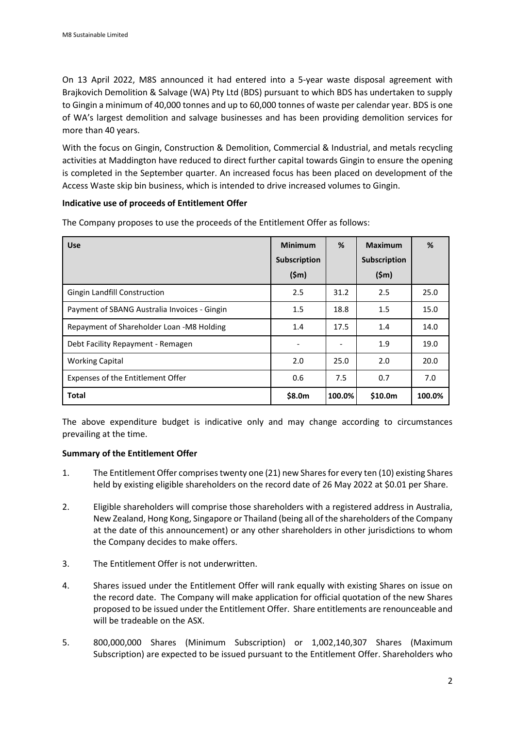On 13 April 2022, M8S announced it had entered into a 5-year waste disposal agreement with Brajkovich Demolition & Salvage (WA) Pty Ltd (BDS) pursuant to which BDS has undertaken to supply to Gingin a minimum of 40,000 tonnes and up to 60,000 tonnes of waste per calendar year. BDS is one of WA's largest demolition and salvage businesses and has been providing demolition services for more than 40 years.

With the focus on Gingin, Construction & Demolition, Commercial & Industrial, and metals recycling activities at Maddington have reduced to direct further capital towards Gingin to ensure the opening is completed in the September quarter. An increased focus has been placed on development of the Access Waste skip bin business, which is intended to drive increased volumes to Gingin.

**Indicative use of proceeds of Entitlement Offer**

The Company proposes to use the proceeds of the Entitlement Offer as follows:

| Use | Minimum Subscription ($m) | % | Maximum Subscription ($m) | % |
|---|---|---|---|---|
| Gingin Landfill Construction | 2.5 | 31.2 | 2.5 | 25.0 |
| Payment of SBANG Australia Invoices - Gingin | 1.5 | 18.8 | 1.5 | 15.0 |
| Repayment of Shareholder Loan -M8 Holding | 1.4 | 17.5 | 1.4 | 14.0 |
| Debt Facility Repayment - Remagen | - | - | 1.9 | 19.0 |
| Working Capital | 2.0 | 25.0 | 2.0 | 20.0 |
| Expenses of the Entitlement Offer | 0.6 | 7.5 | 0.7 | 7.0 |
| **Total** | **$8.0m** | **100.0%** | **$10.0m** | **100.0%** |

The above expenditure budget is indicative only and may change according to circumstances prevailing at the time.

**Summary of the Entitlement Offer**

1. The Entitlement Offer comprises twenty one (21) new Shares for every ten (10) existing Shares held by existing eligible shareholders on the record date of 26 May 2022 at $0.01 per Share.

2. Eligible shareholders will comprise those shareholders with a registered address in Australia, New Zealand, Hong Kong, Singapore or Thailand (being all of the shareholders of the Company at the date of this announcement) or any other shareholders in other jurisdictions to whom the Company decides to make offers.

3. The Entitlement Offer is not underwritten.

4. Shares issued under the Entitlement Offer will rank equally with existing Shares on issue on the record date. The Company will make application for official quotation of the new Shares proposed to be issued under the Entitlement Offer. Share entitlements are renounceable and will be tradeable on the ASX.

5. 800,000,000 Shares (Minimum Subscription) or 1,002,140,307 Shares (Maximum Subscription) are expected to be issued pursuant to the Entitlement Offer. Shareholders who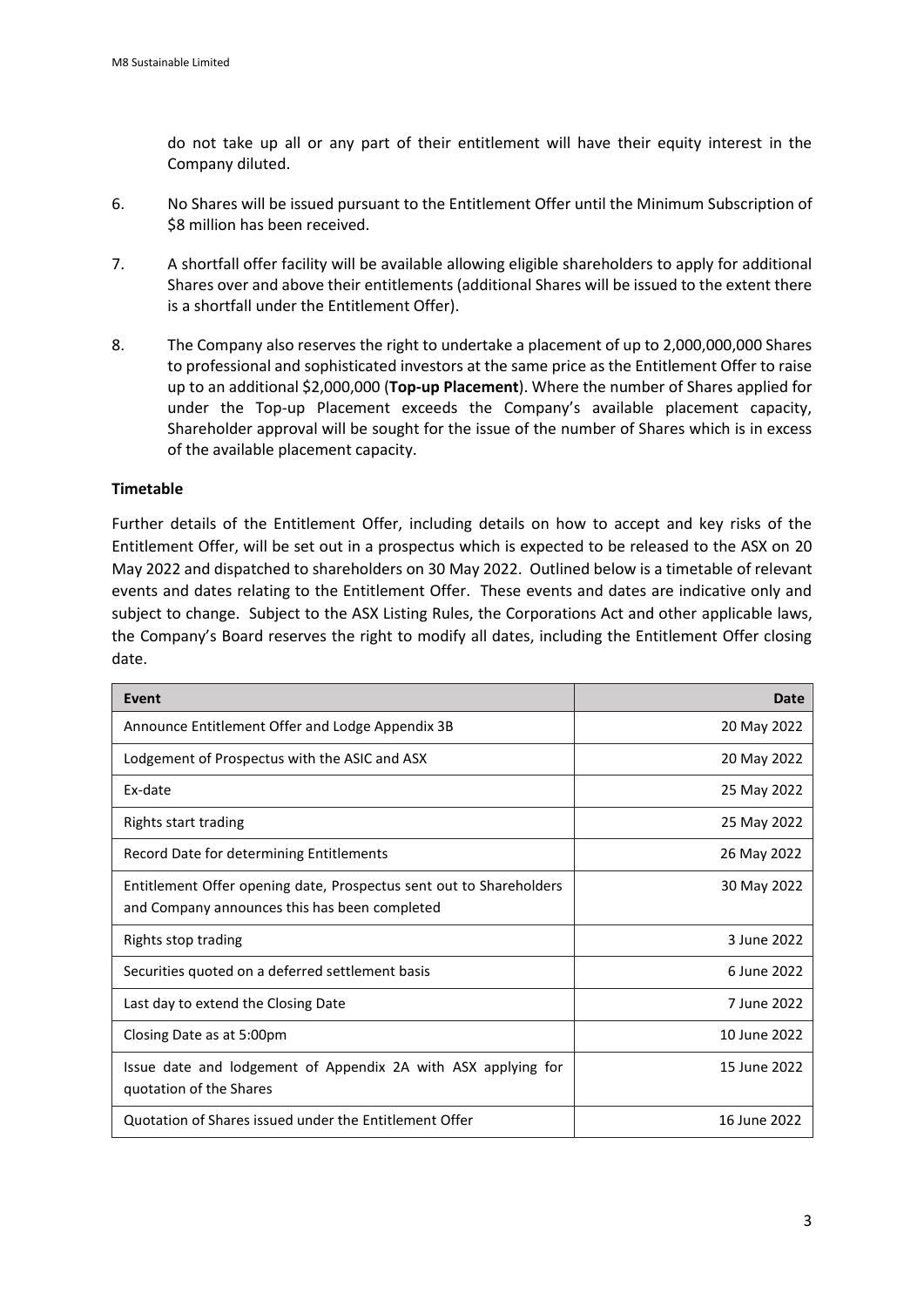do not take up all or any part of their entitlement will have their equity interest in the Company diluted.

6. No Shares will be issued pursuant to the Entitlement Offer until the Minimum Subscription of $8 million has been received.

7. A shortfall offer facility will be available allowing eligible shareholders to apply for additional Shares over and above their entitlements (additional Shares will be issued to the extent there is a shortfall under the Entitlement Offer).

8. The Company also reserves the right to undertake a placement of up to 2,000,000,000 Shares to professional and sophisticated investors at the same price as the Entitlement Offer to raise up to an additional $2,000,000 (**Top-up Placement**). Where the number of Shares applied for under the Top-up Placement exceeds the Company's available placement capacity, Shareholder approval will be sought for the issue of the number of Shares which is in excess of the available placement capacity.

**Timetable**

Further details of the Entitlement Offer, including details on how to accept and key risks of the Entitlement Offer, will be set out in a prospectus which is expected to be released to the ASX on 20 May 2022 and dispatched to shareholders on 30 May 2022. Outlined below is a timetable of relevant events and dates relating to the Entitlement Offer. These events and dates are indicative only and subject to change. Subject to the ASX Listing Rules, the Corporations Act and other applicable laws, the Company's Board reserves the right to modify all dates, including the Entitlement Offer closing date.

| Event | Date |
|---|---:|
| Announce Entitlement Offer and Lodge Appendix 3B | 20 May 2022 |
| Lodgement of Prospectus with the ASIC and ASX | 20 May 2022 |
| Ex-date | 25 May 2022 |
| Rights start trading | 25 May 2022 |
| Record Date for determining Entitlements | 26 May 2022 |
| Entitlement Offer opening date, Prospectus sent out to Shareholders and Company announces this has been completed | 30 May 2022 |
| Rights stop trading | 3 June 2022 |
| Securities quoted on a deferred settlement basis | 6 June 2022 |
| Last day to extend the Closing Date | 7 June 2022 |
| Closing Date as at 5:00pm | 10 June 2022 |
| Issue date and lodgement of Appendix 2A with ASX applying for quotation of the Shares | 15 June 2022 |
| Quotation of Shares issued under the Entitlement Offer | 16 June 2022 |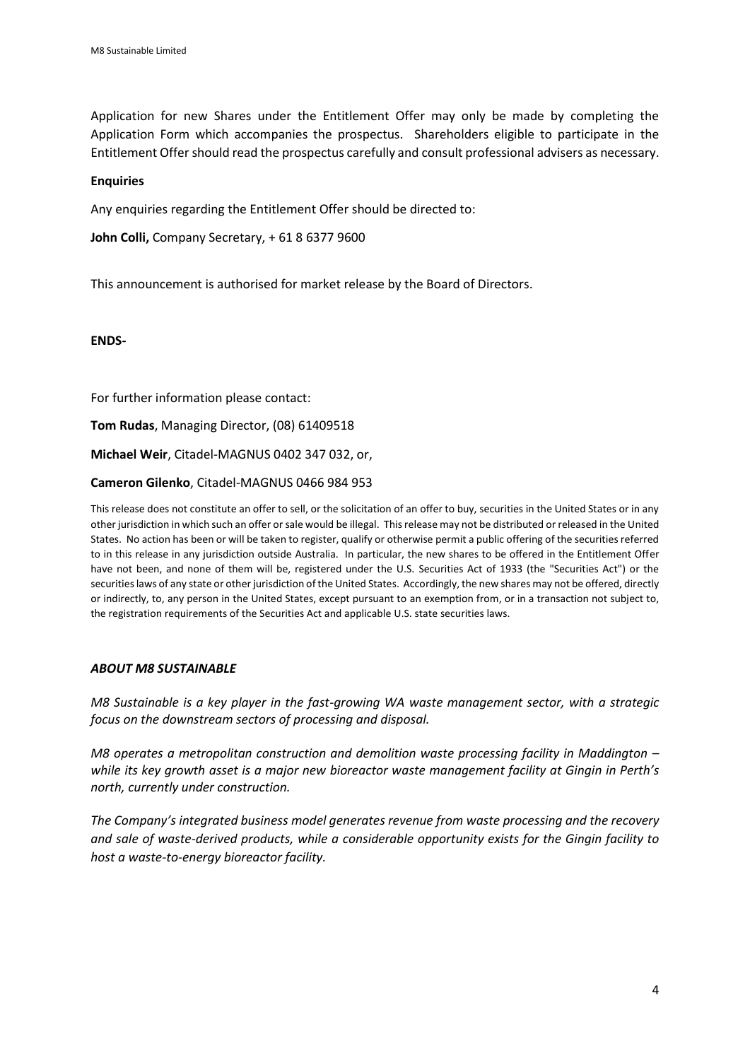Application for new Shares under the Entitlement Offer may only be made by completing the Application Form which accompanies the prospectus. Shareholders eligible to participate in the Entitlement Offer should read the prospectus carefully and consult professional advisers as necessary.

**Enquiries**

Any enquiries regarding the Entitlement Offer should be directed to:

**John Colli,** Company Secretary, + 61 8 6377 9600

This announcement is authorised for market release by the Board of Directors.

**ENDS-**

For further information please contact:

**Tom Rudas**, Managing Director, (08) 61409518

**Michael Weir**, Citadel-MAGNUS 0402 347 032, or,

**Cameron Gilenko**, Citadel-MAGNUS 0466 984 953

This release does not constitute an offer to sell, or the solicitation of an offer to buy, securities in the United States or in any other jurisdiction in which such an offer or sale would be illegal. This release may not be distributed or released in the United States. No action has been or will be taken to register, qualify or otherwise permit a public offering of the securities referred to in this release in any jurisdiction outside Australia. In particular, the new shares to be offered in the Entitlement Offer have not been, and none of them will be, registered under the U.S. Securities Act of 1933 (the "Securities Act") or the securities laws of any state or other jurisdiction of the United States. Accordingly, the new shares may not be offered, directly or indirectly, to, any person in the United States, except pursuant to an exemption from, or in a transaction not subject to, the registration requirements of the Securities Act and applicable U.S. state securities laws.

***ABOUT M8 SUSTAINABLE***

*M8 Sustainable is a key player in the fast-growing WA waste management sector, with a strategic focus on the downstream sectors of processing and disposal.*

*M8 operates a metropolitan construction and demolition waste processing facility in Maddington – while its key growth asset is a major new bioreactor waste management facility at Gingin in Perth's north, currently under construction.*

*The Company's integrated business model generates revenue from waste processing and the recovery and sale of waste-derived products, while a considerable opportunity exists for the Gingin facility to host a waste-to-energy bioreactor facility.*